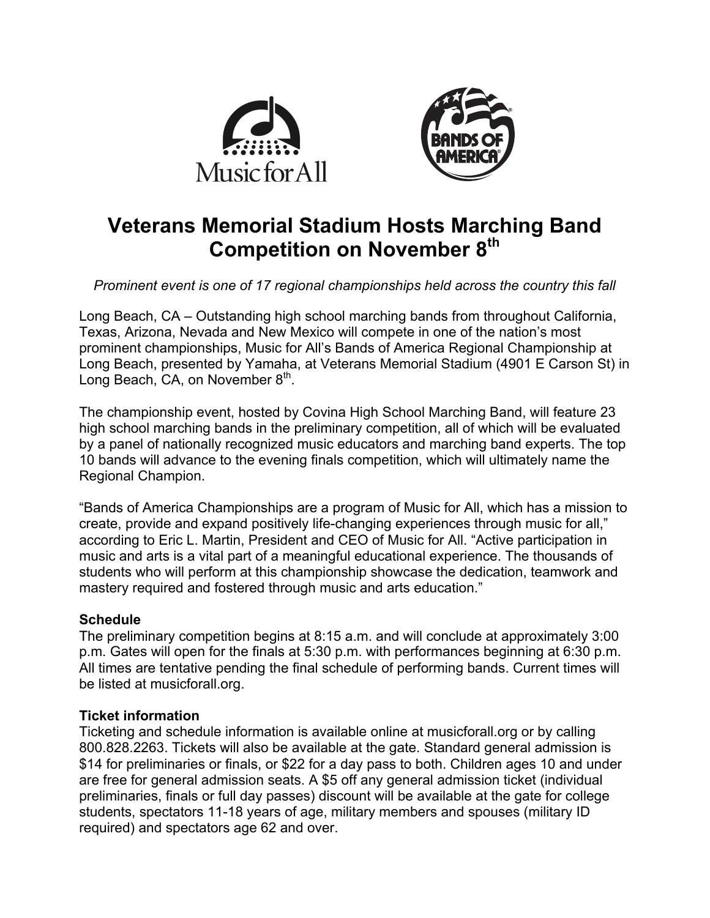# Veterans Memorial Stadium Hosts Marching Band Competition on November 8th

*Prominent event is one of 17 regional championships held across the country this fall*

Long Beach, CA – Outstanding high school marching bands from throughout California, Texas, Arizona, Nevada and New Mexico will compete in one of the nation's most prominent championships, Music for All's Bands of America Regional Championship at Long Beach, presented by Yamaha, at Veterans Memorial Stadium (4901 E Carson St) in Long Beach, CA, on November 8th.

The championship event, hosted by Covina High School Marching Band, will feature 23 high school marching bands in the preliminary competition, all of which will be evaluated by a panel of nationally recognized music educators and marching band experts. The top 10 bands will advance to the evening finals competition, which will ultimately name the Regional Champion.

"Bands of America Championships are a program of Music for All, which has a mission to create, provide and expand positively life-changing experiences through music for all," according to Eric L. Martin, President and CEO of Music for All. "Active participation in music and arts is a vital part of a meaningful educational experience. The thousands of students who will perform at this championship showcase the dedication, teamwork and mastery required and fostered through music and arts education."

**Schedule**

The preliminary competition begins at 8:15 a.m. and will conclude at approximately 3:00 p.m. Gates will open for the finals at 5:30 p.m. with performances beginning at 6:30 p.m. All times are tentative pending the final schedule of performing bands. Current times will be listed at musicforall.org.

**Ticket information**

Ticketing and schedule information is available online at musicforall.org or by calling 800.828.2263. Tickets will also be available at the gate. Standard general admission is $14 for preliminaries or finals, or $22 for a day pass to both. Children ages 10 and under are free for general admission seats. A $5 off any general admission ticket (individual preliminaries, finals or full day passes) discount will be available at the gate for college students, spectators 11-18 years of age, military members and spouses (military ID required) and spectators age 62 and over.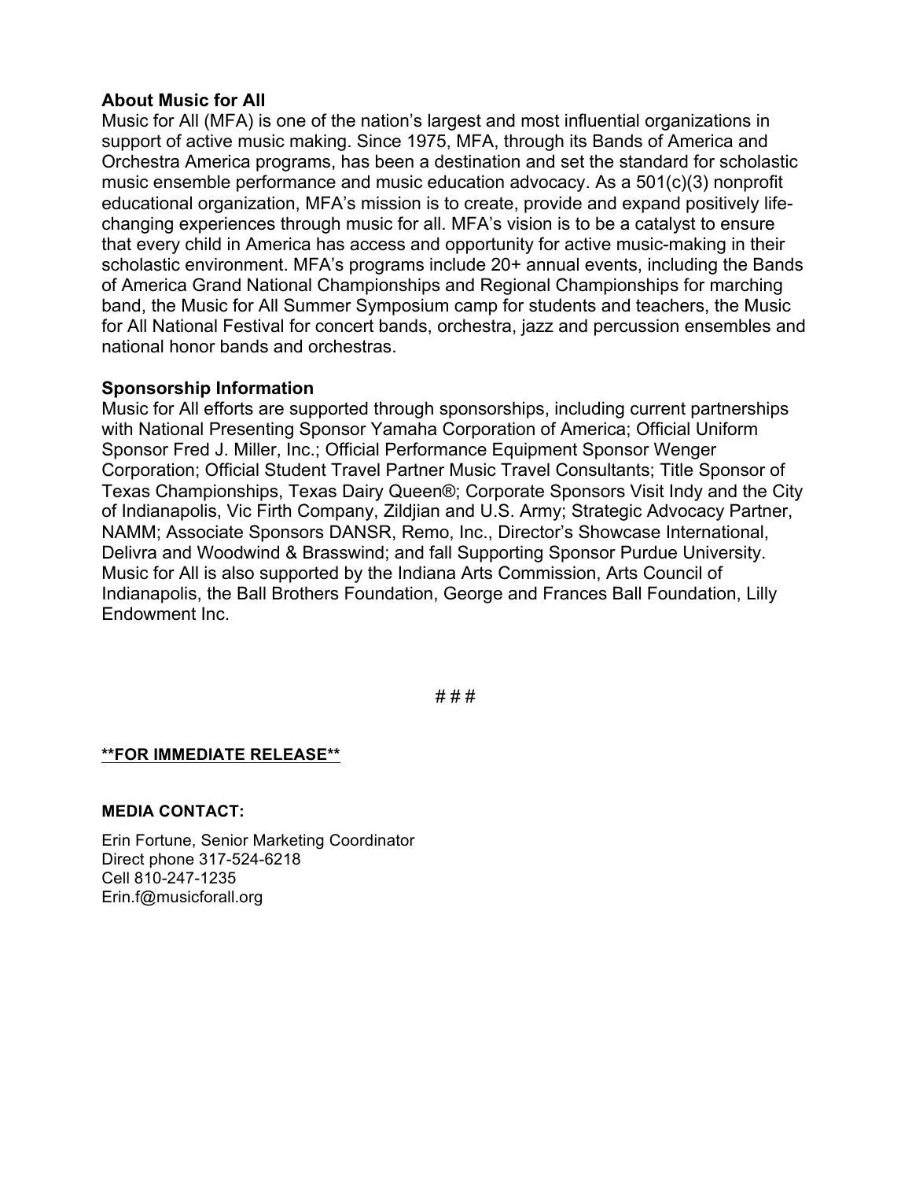**About Music for All**
Music for All (MFA) is one of the nation's largest and most influential organizations in support of active music making. Since 1975, MFA, through its Bands of America and Orchestra America programs, has been a destination and set the standard for scholastic music ensemble performance and music education advocacy. As a 501(c)(3) nonprofit educational organization, MFA's mission is to create, provide and expand positively life-changing experiences through music for all. MFA's vision is to be a catalyst to ensure that every child in America has access and opportunity for active music-making in their scholastic environment. MFA's programs include 20+ annual events, including the Bands of America Grand National Championships and Regional Championships for marching band, the Music for All Summer Symposium camp for students and teachers, the Music for All National Festival for concert bands, orchestra, jazz and percussion ensembles and national honor bands and orchestras.

**Sponsorship Information**
Music for All efforts are supported through sponsorships, including current partnerships with National Presenting Sponsor Yamaha Corporation of America; Official Uniform Sponsor Fred J. Miller, Inc.; Official Performance Equipment Sponsor Wenger Corporation; Official Student Travel Partner Music Travel Consultants; Title Sponsor of Texas Championships, Texas Dairy Queen®; Corporate Sponsors Visit Indy and the City of Indianapolis, Vic Firth Company, Zildjian and U.S. Army; Strategic Advocacy Partner, NAMM; Associate Sponsors DANSR, Remo, Inc., Director's Showcase International, Delivra and Woodwind & Brasswind; and fall Supporting Sponsor Purdue University. Music for All is also supported by the Indiana Arts Commission, Arts Council of Indianapolis, the Ball Brothers Foundation, George and Frances Ball Foundation, Lilly Endowment Inc.

# # #

**<u>**FOR IMMEDIATE RELEASE**</u>**

**MEDIA CONTACT:**

Erin Fortune, Senior Marketing Coordinator
Direct phone 317-524-6218
Cell 810-247-1235
Erin.f@musicforall.org